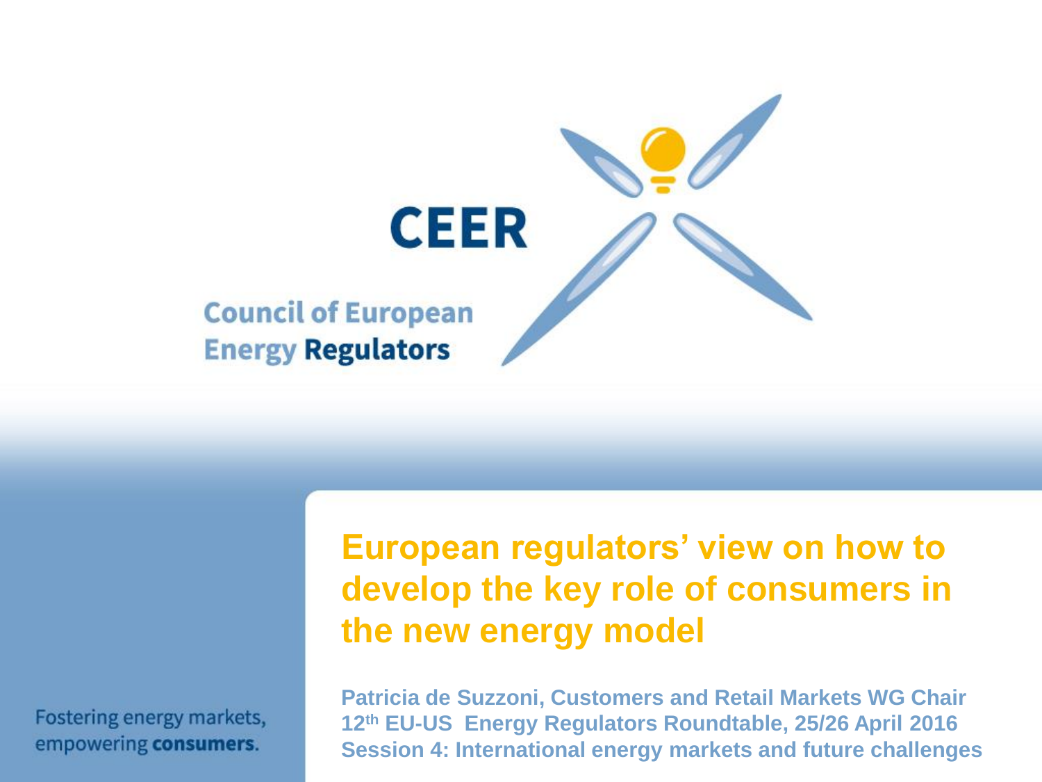CEER

Council of European Energy Regulators

# European regulators' view on how to develop the key role of consumers in the new energy model

**Patricia de Suzzoni, Customers and Retail Markets WG Chair**
**12th EU-US Energy Regulators Roundtable, 25/26 April 2016**
**Session 4: International energy markets and future challenges**

Fostering energy markets, empowering **consumers**.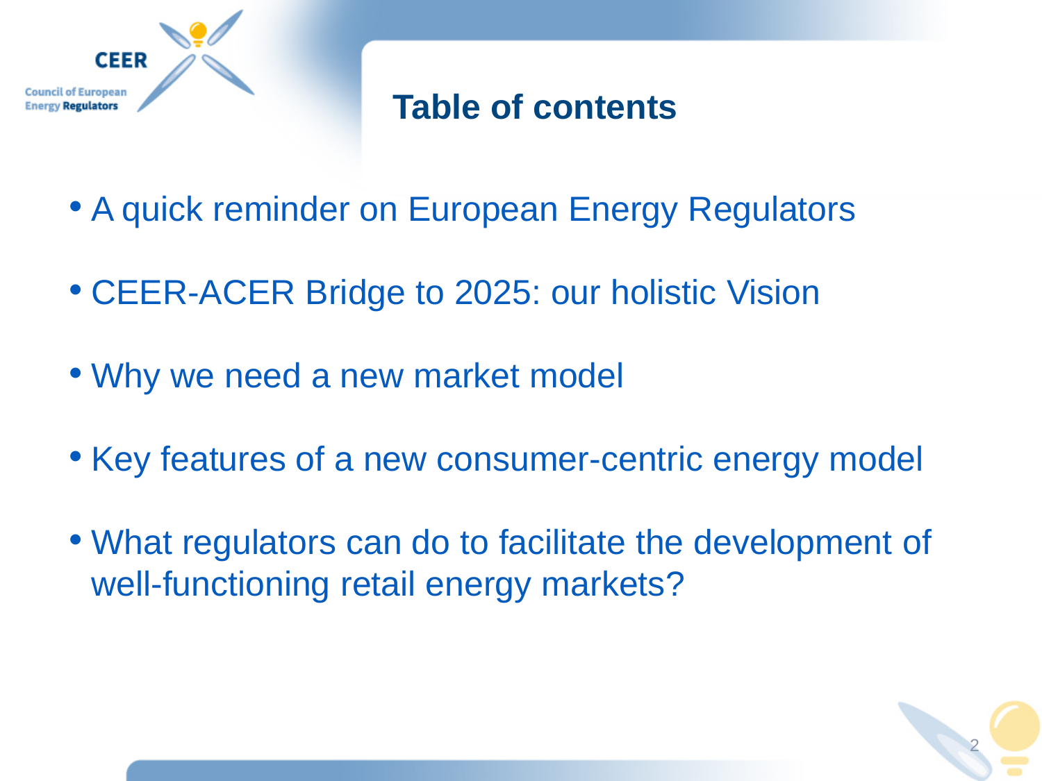# Table of contents

- A quick reminder on European Energy Regulators
- CEER-ACER Bridge to 2025: our holistic Vision
- Why we need a new market model
- Key features of a new consumer-centric energy model
- What regulators can do to facilitate the development of well-functioning retail energy markets?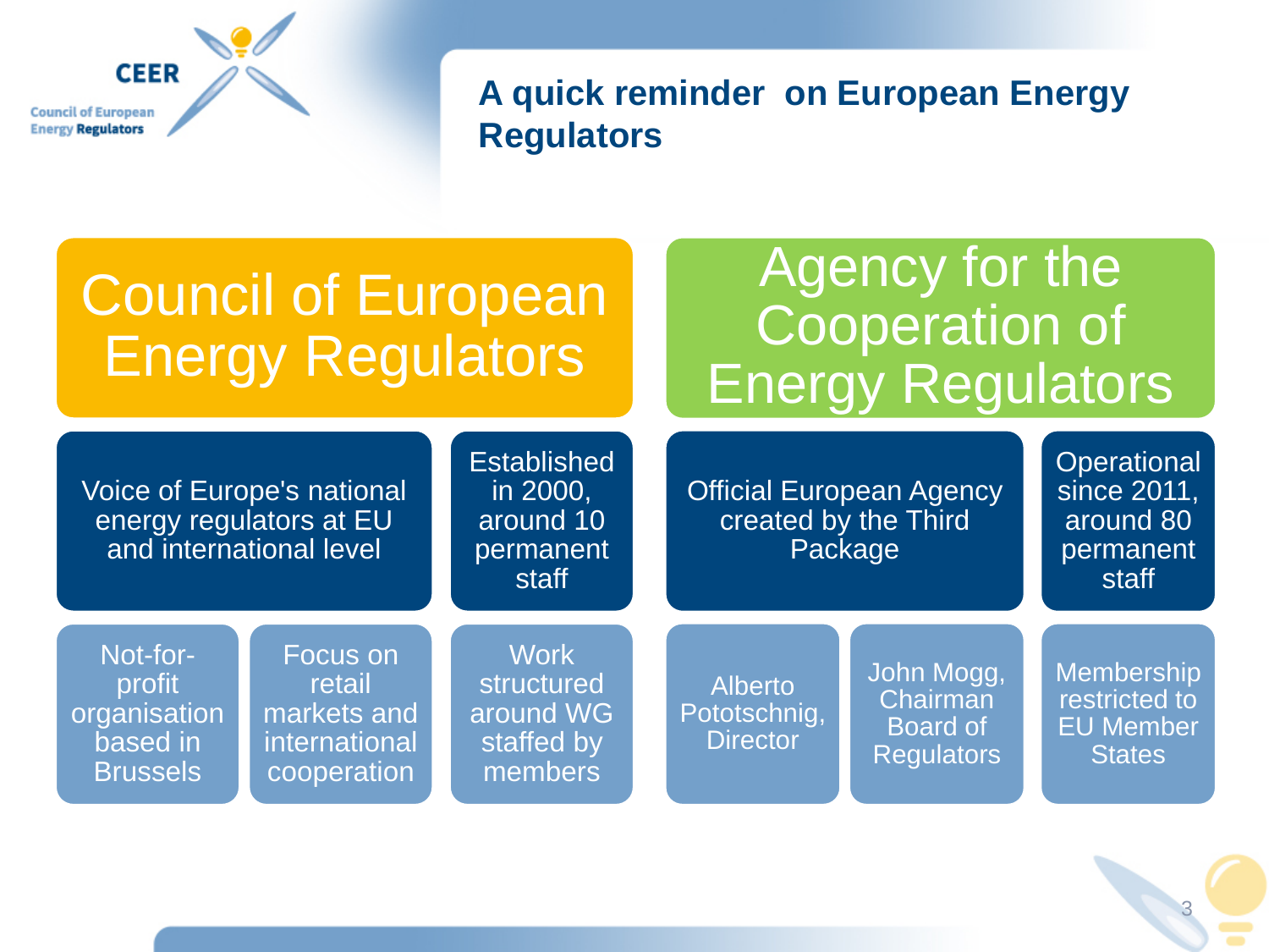# A quick reminder on European Energy Regulators

## Council of European Energy Regulators

- Voice of Europe's national energy regulators at EU and international level
- Established in 2000, around 10 permanent staff
- Not-for-profit organisation based in Brussels
- Focus on retail markets and international cooperation
- Work structured around WG staffed by members

## Agency for the Cooperation of Energy Regulators

- Official European Agency created by the Third Package
- Operational since 2011, around 80 permanent staff
- Alberto Pototschnig, Director
- John Mogg, Chairman Board of Regulators
- Membership restricted to EU Member States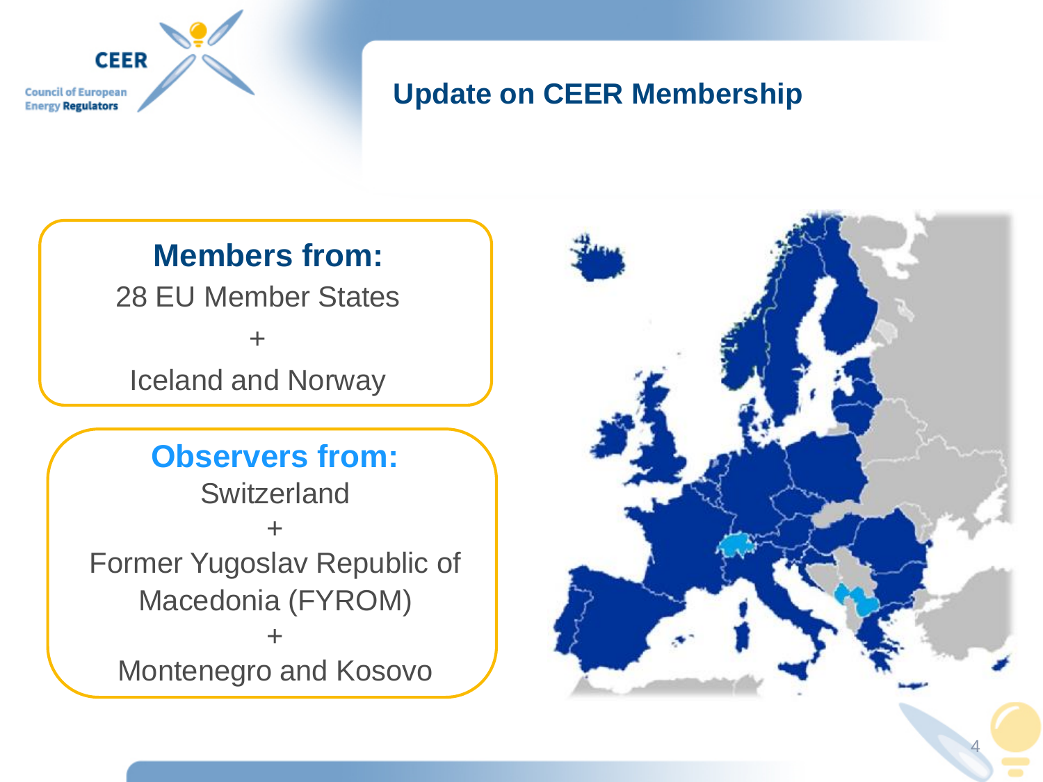# Update on CEER Membership

**Members from:**

28 EU Member States

+

Iceland and Norway

**Observers from:**

Switzerland

+

Former Yugoslav Republic of Macedonia (FYROM)

+

Montenegro and Kosovo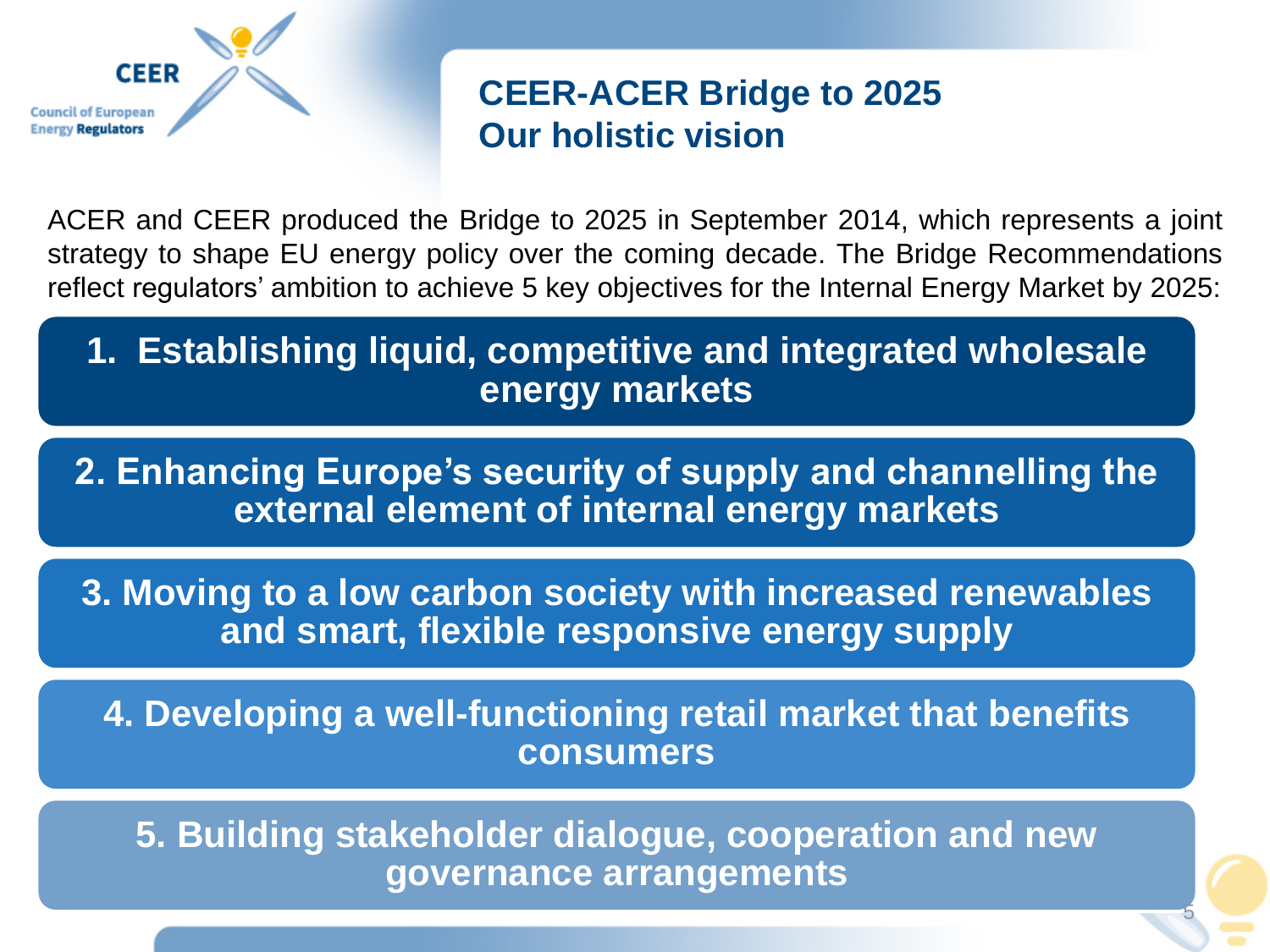# CEER-ACER Bridge to 2025
## Our holistic vision

ACER and CEER produced the Bridge to 2025 in September 2014, which represents a joint strategy to shape EU energy policy over the coming decade. The Bridge Recommendations reflect regulators' ambition to achieve 5 key objectives for the Internal Energy Market by 2025:

1. **Establishing liquid, competitive and integrated wholesale energy markets**
2. **Enhancing Europe's security of supply and channelling the external element of internal energy markets**
3. **Moving to a low carbon society with increased renewables and smart, flexible responsive energy supply**
4. **Developing a well-functioning retail market that benefits consumers**
5. **Building stakeholder dialogue, cooperation and new governance arrangements**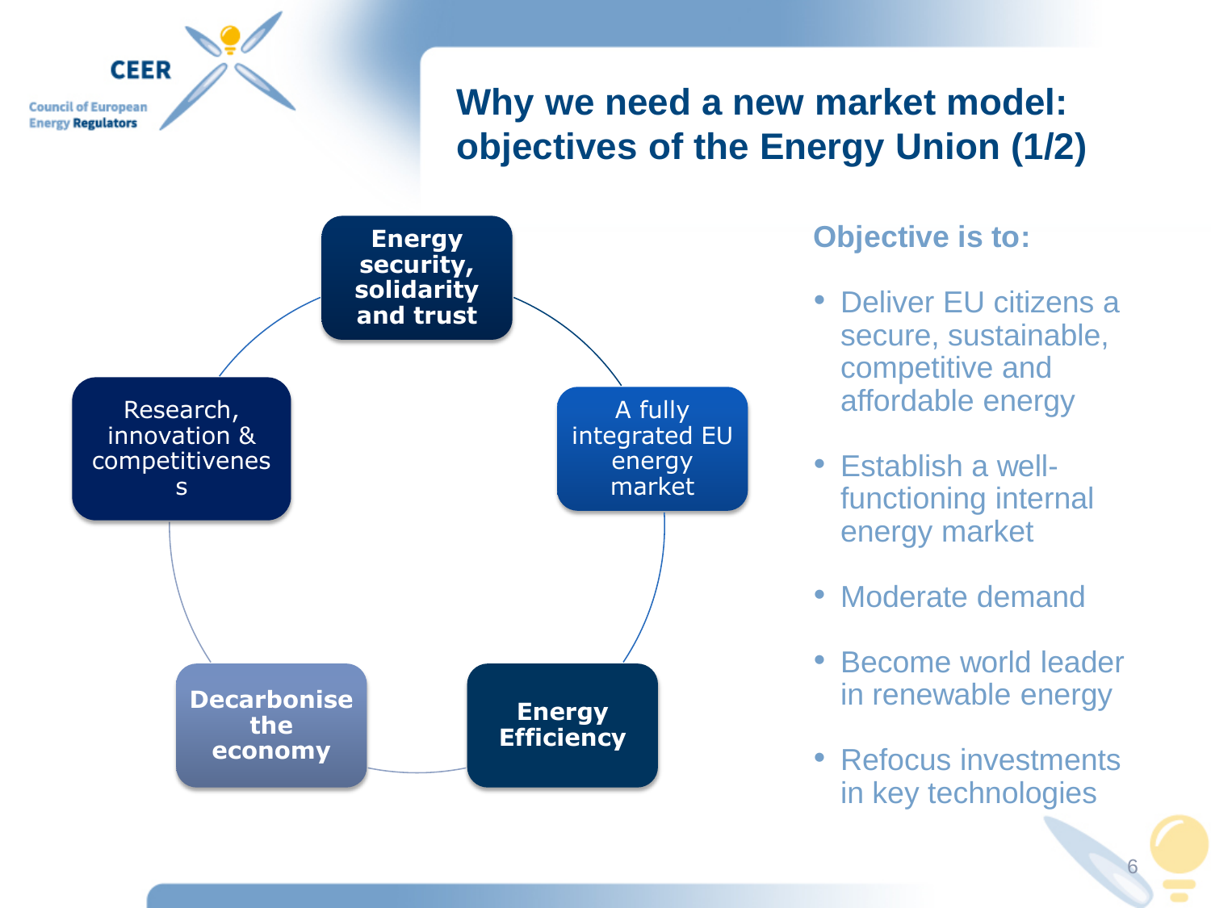# Why we need a new market model: objectives of the Energy Union (1/2)

- **Energy security, solidarity and trust**
- A fully integrated EU energy market
- **Energy Efficiency**
- **Decarbonise the economy**
- Research, innovation & competitiveness

## Objective is to:

- Deliver EU citizens a secure, sustainable, competitive and affordable energy
- Establish a well-functioning internal energy market
- Moderate demand
- Become world leader in renewable energy
- Refocus investments in key technologies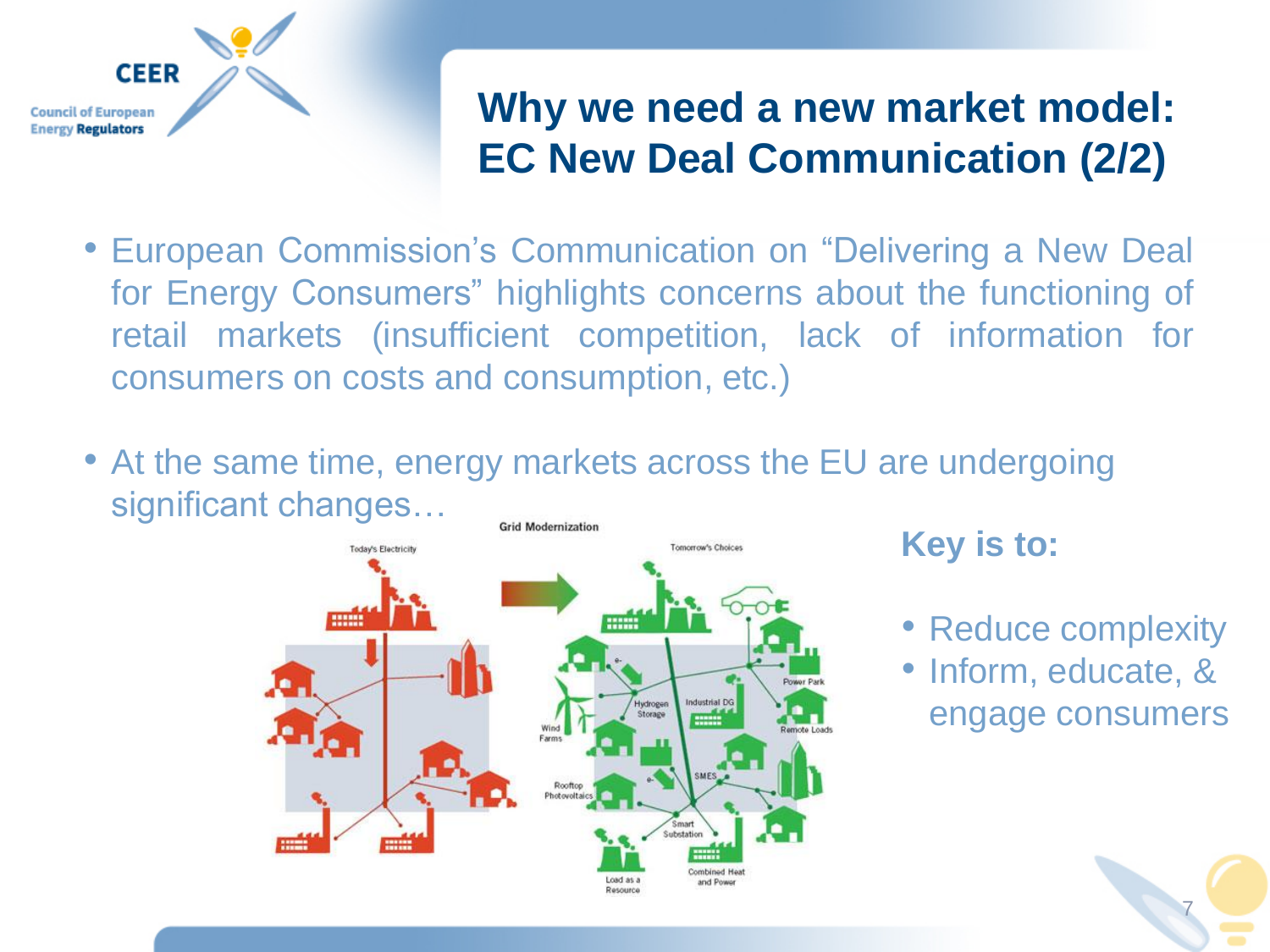# Why we need a new market model: EC New Deal Communication (2/2)

- European Commission's Communication on "Delivering a New Deal for Energy Consumers" highlights concerns about the functioning of retail markets (insufficient competition, lack of information for consumers on costs and consumption, etc.)

- At the same time, energy markets across the EU are undergoing significant changes…

**Key is to:**

- Reduce complexity
- Inform, educate, & engage consumers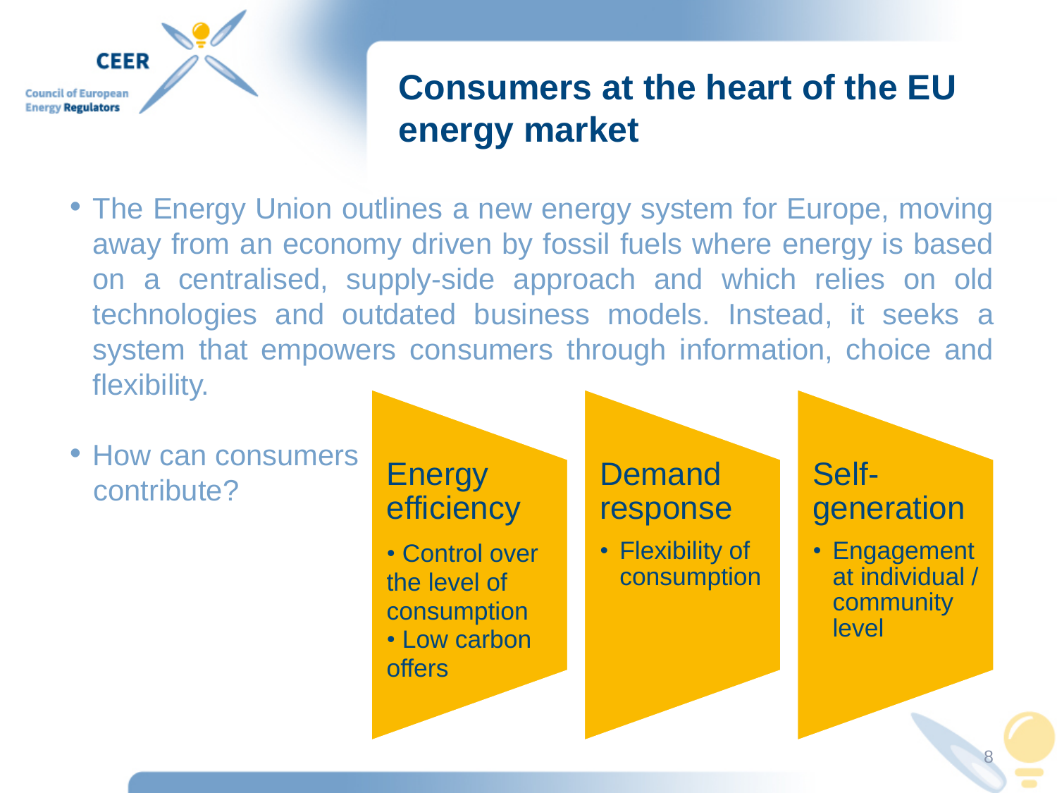# Consumers at the heart of the EU energy market

- The Energy Union outlines a new energy system for Europe, moving away from an economy driven by fossil fuels where energy is based on a centralised, supply-side approach and which relies on old technologies and outdated business models. Instead, it seeks a system that empowers consumers through information, choice and flexibility.

- How can consumers contribute?

### Energy efficiency

- Control over the level of consumption
- Low carbon offers

### Demand response

- Flexibility of consumption

### Self-generation

- Engagement at individual / community level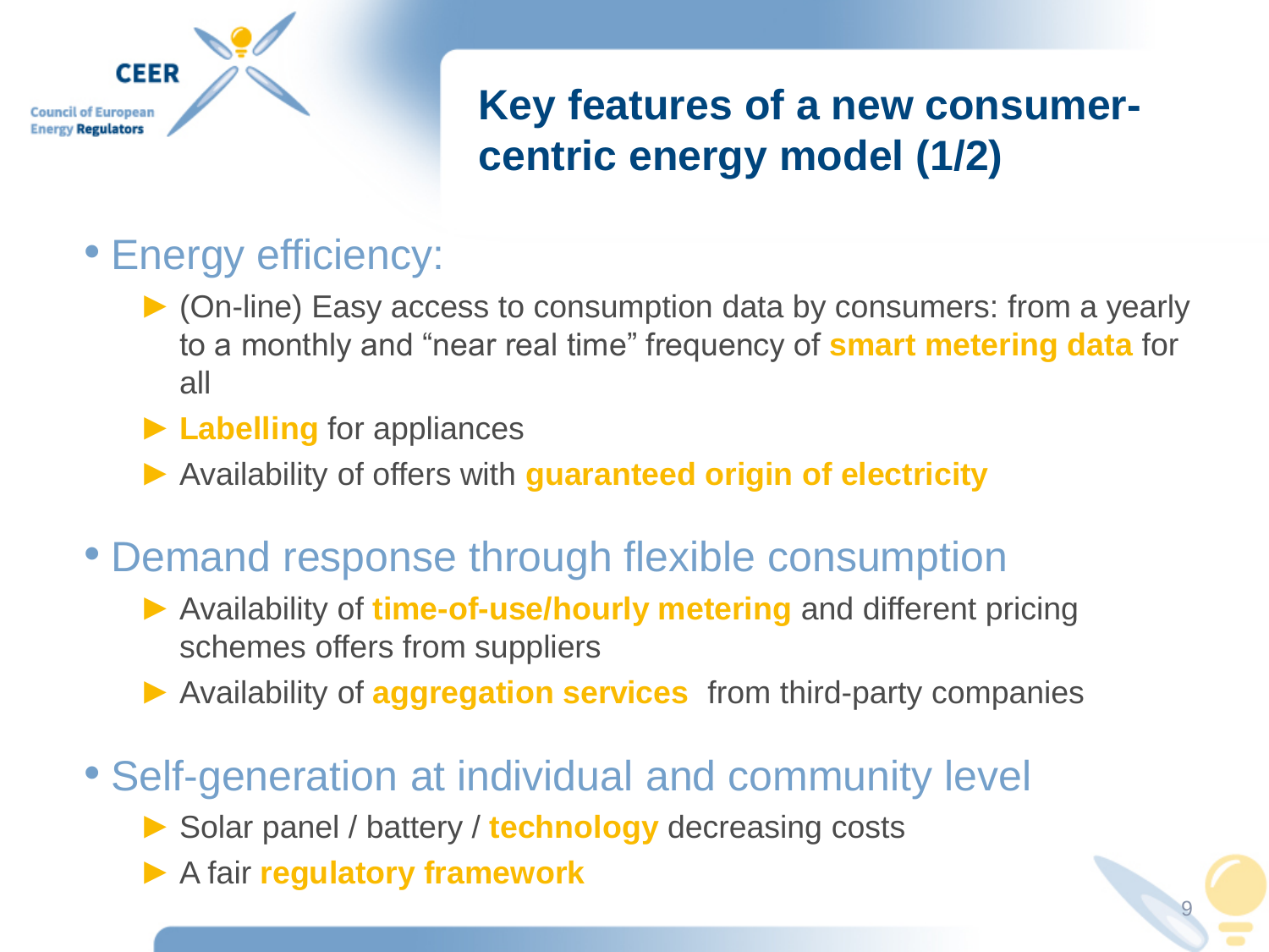# Key features of a new consumer-centric energy model (1/2)

- Energy efficiency:
  - (On-line) Easy access to consumption data by consumers: from a yearly to a monthly and "near real time" frequency of **smart metering data** for all
  - **Labelling** for appliances
  - Availability of offers with **guaranteed origin of electricity**
- Demand response through flexible consumption
  - Availability of **time-of-use/hourly metering** and different pricing schemes offers from suppliers
  - Availability of **aggregation services** from third-party companies
- Self-generation at individual and community level
  - Solar panel / battery / **technology** decreasing costs
  - A fair **regulatory framework**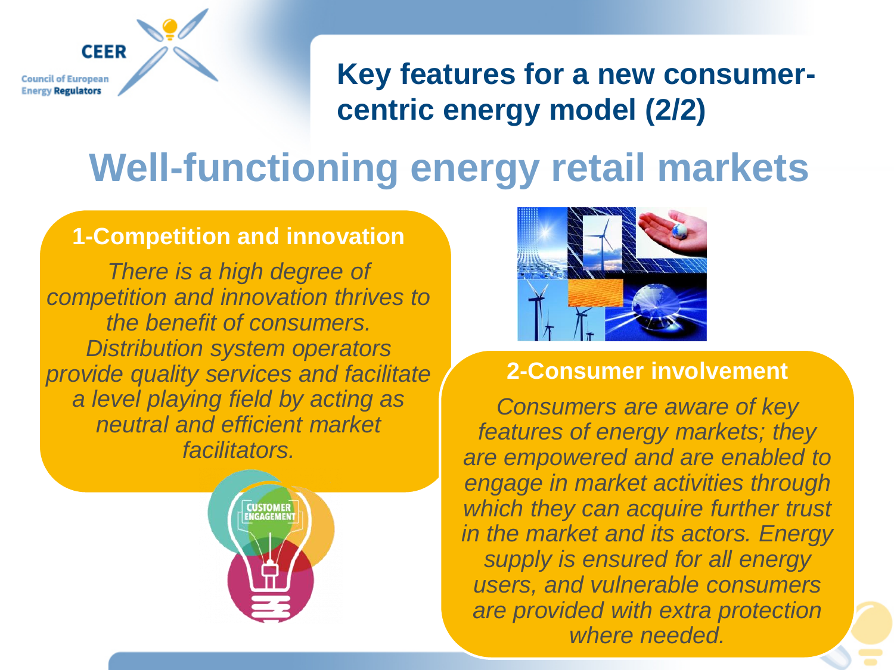# Key features for a new consumer-centric energy model (2/2)

## Well-functioning energy retail markets

### 1-Competition and innovation

*There is a high degree of competition and innovation thrives to the benefit of consumers. Distribution system operators provide quality services and facilitate a level playing field by acting as neutral and efficient market facilitators.*

### 2-Consumer involvement

*Consumers are aware of key features of energy markets; they are empowered and are enabled to engage in market activities through which they can acquire further trust in the market and its actors. Energy supply is ensured for all energy users, and vulnerable consumers are provided with extra protection where needed.*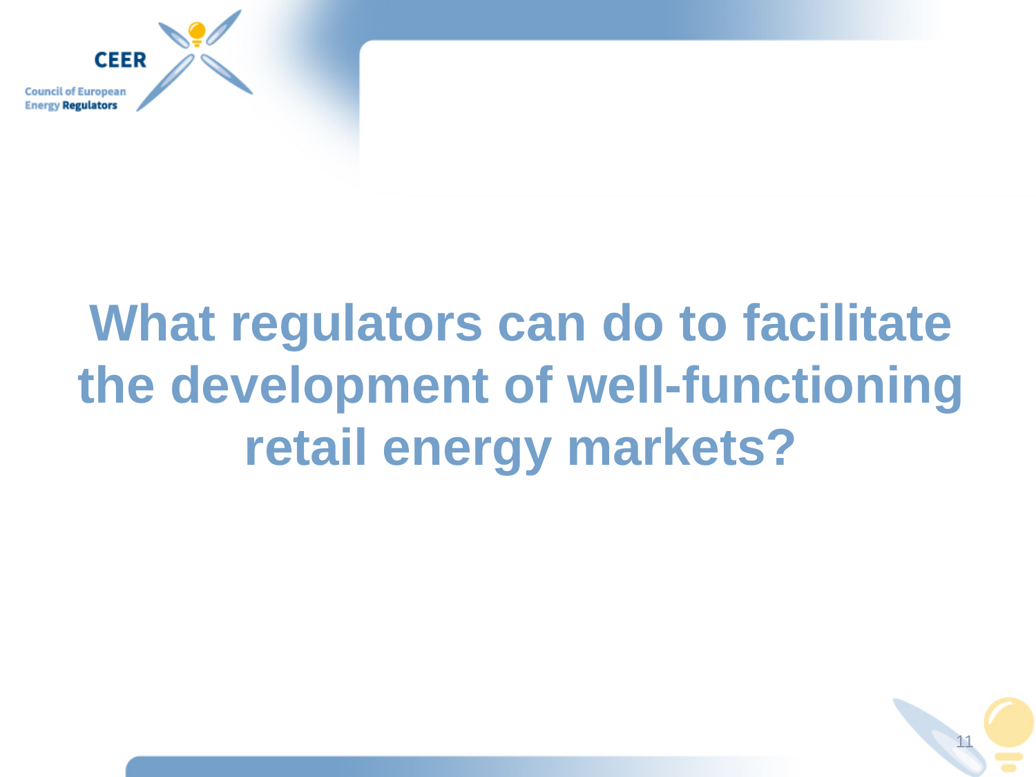# What regulators can do to facilitate the development of well-functioning retail energy markets?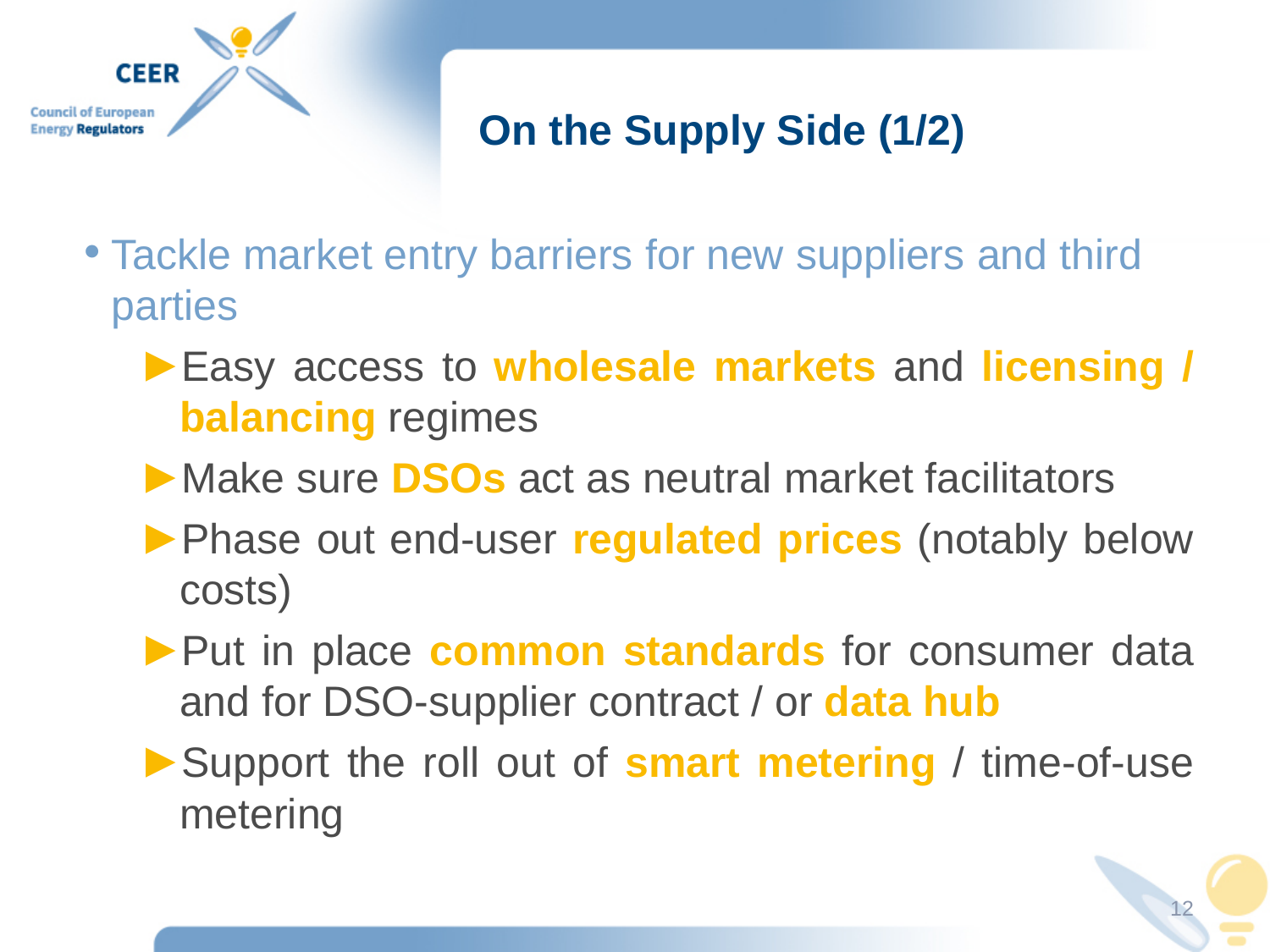# On the Supply Side (1/2)

- Tackle market entry barriers for new suppliers and third parties
  - ►Easy access to **wholesale markets** and **licensing / balancing** regimes
  - ►Make sure **DSOs** act as neutral market facilitators
  - ►Phase out end-user **regulated prices** (notably below costs)
  - ►Put in place **common standards** for consumer data and for DSO-supplier contract / or **data hub**
  - ►Support the roll out of **smart metering** / time-of-use metering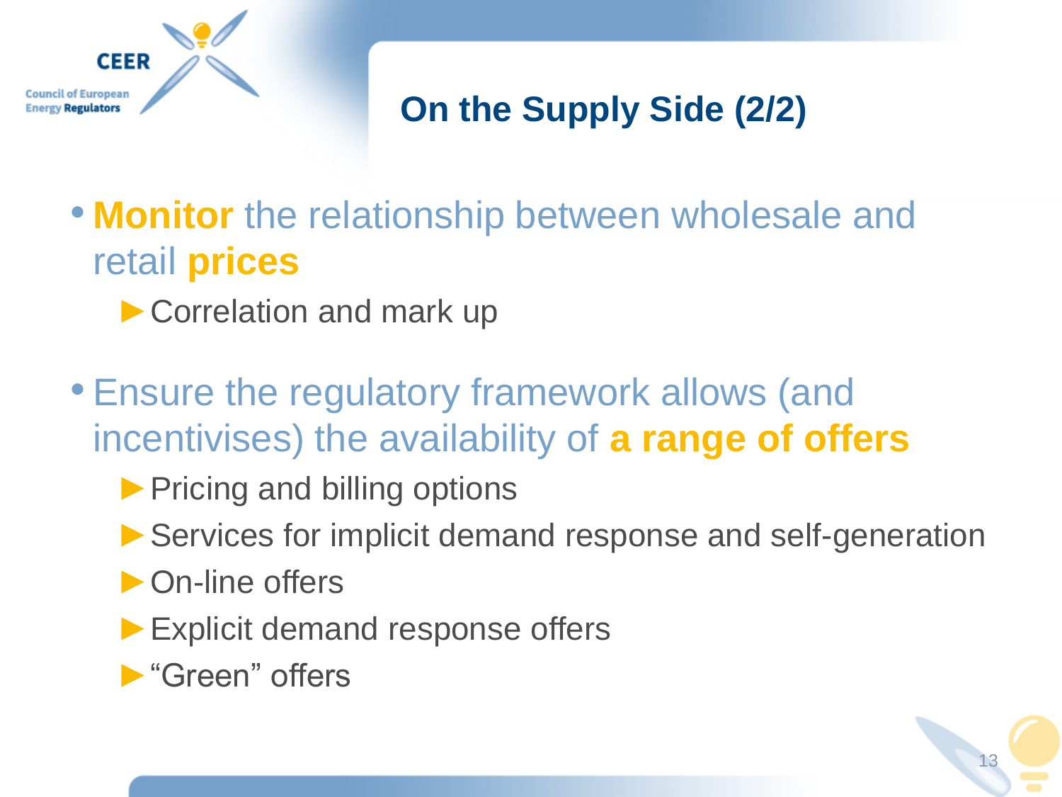# On the Supply Side (2/2)

- **Monitor** the relationship between wholesale and retail **prices**
  - Correlation and mark up

- Ensure the regulatory framework allows (and incentivises) the availability of **a range of offers**
  - Pricing and billing options
  - Services for implicit demand response and self-generation
  - On-line offers
  - Explicit demand response offers
  - “Green” offers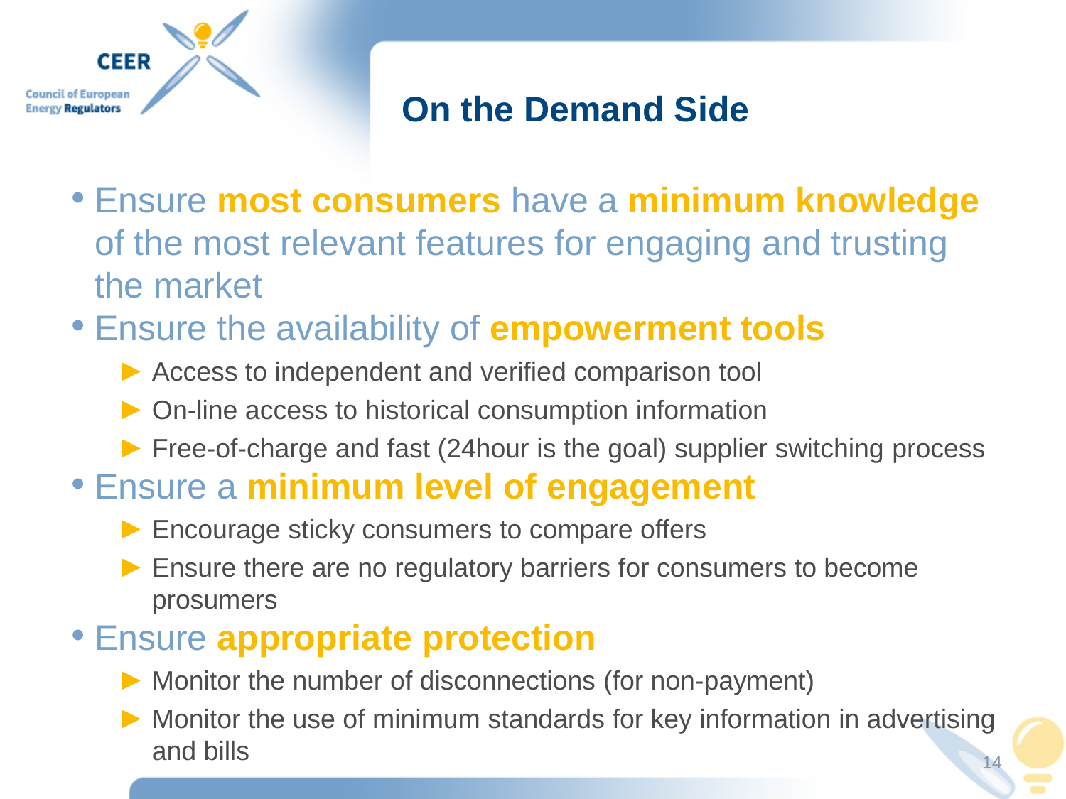# On the Demand Side

- Ensure **most consumers** have a **minimum knowledge** of the most relevant features for engaging and trusting the market
- Ensure the availability of **empowerment tools**
  - Access to independent and verified comparison tool
  - On-line access to historical consumption information
  - Free-of-charge and fast (24hour is the goal) supplier switching process
- Ensure a **minimum level of engagement**
  - Encourage sticky consumers to compare offers
  - Ensure there are no regulatory barriers for consumers to become prosumers
- Ensure **appropriate protection**
  - Monitor the number of disconnections (for non-payment)
  - Monitor the use of minimum standards for key information in advertising and bills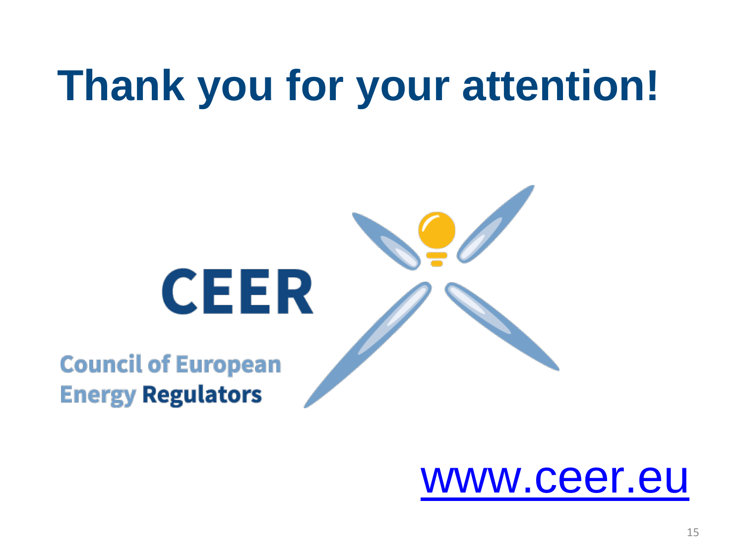# Thank you for your attention!

CEER

Council of European Energy Regulators

www.ceer.eu